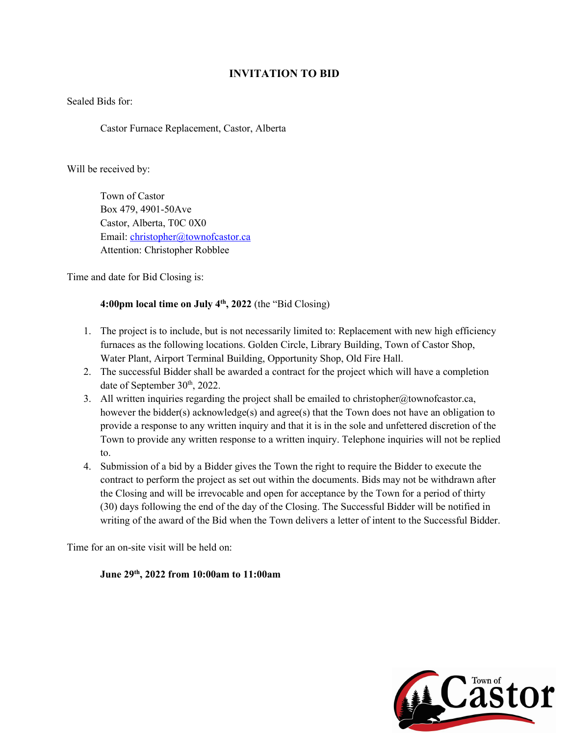# INVITATION TO BID

Sealed Bids for:

Castor Furnace Replacement, Castor, Alberta

Will be received by:

Town of Castor
Box 479, 4901-50Ave
Castor, Alberta, T0C 0X0
Email: christopher@townofcastor.ca
Attention: Christopher Robblee

Time and date for Bid Closing is:

**4:00pm local time on July 4th, 2022** (the "Bid Closing)

1. The project is to include, but is not necessarily limited to: Replacement with new high efficiency furnaces as the following locations. Golden Circle, Library Building, Town of Castor Shop, Water Plant, Airport Terminal Building, Opportunity Shop, Old Fire Hall.
2. The successful Bidder shall be awarded a contract for the project which will have a completion date of September 30th, 2022.
3. All written inquiries regarding the project shall be emailed to christopher@townofcastor.ca, however the bidder(s) acknowledge(s) and agree(s) that the Town does not have an obligation to provide a response to any written inquiry and that it is in the sole and unfettered discretion of the Town to provide any written response to a written inquiry. Telephone inquiries will not be replied to.
4. Submission of a bid by a Bidder gives the Town the right to require the Bidder to execute the contract to perform the project as set out within the documents. Bids may not be withdrawn after the Closing and will be irrevocable and open for acceptance by the Town for a period of thirty (30) days following the end of the day of the Closing. The Successful Bidder will be notified in writing of the award of the Bid when the Town delivers a letter of intent to the Successful Bidder.

Time for an on-site visit will be held on:

**June 29th, 2022 from 10:00am to 11:00am**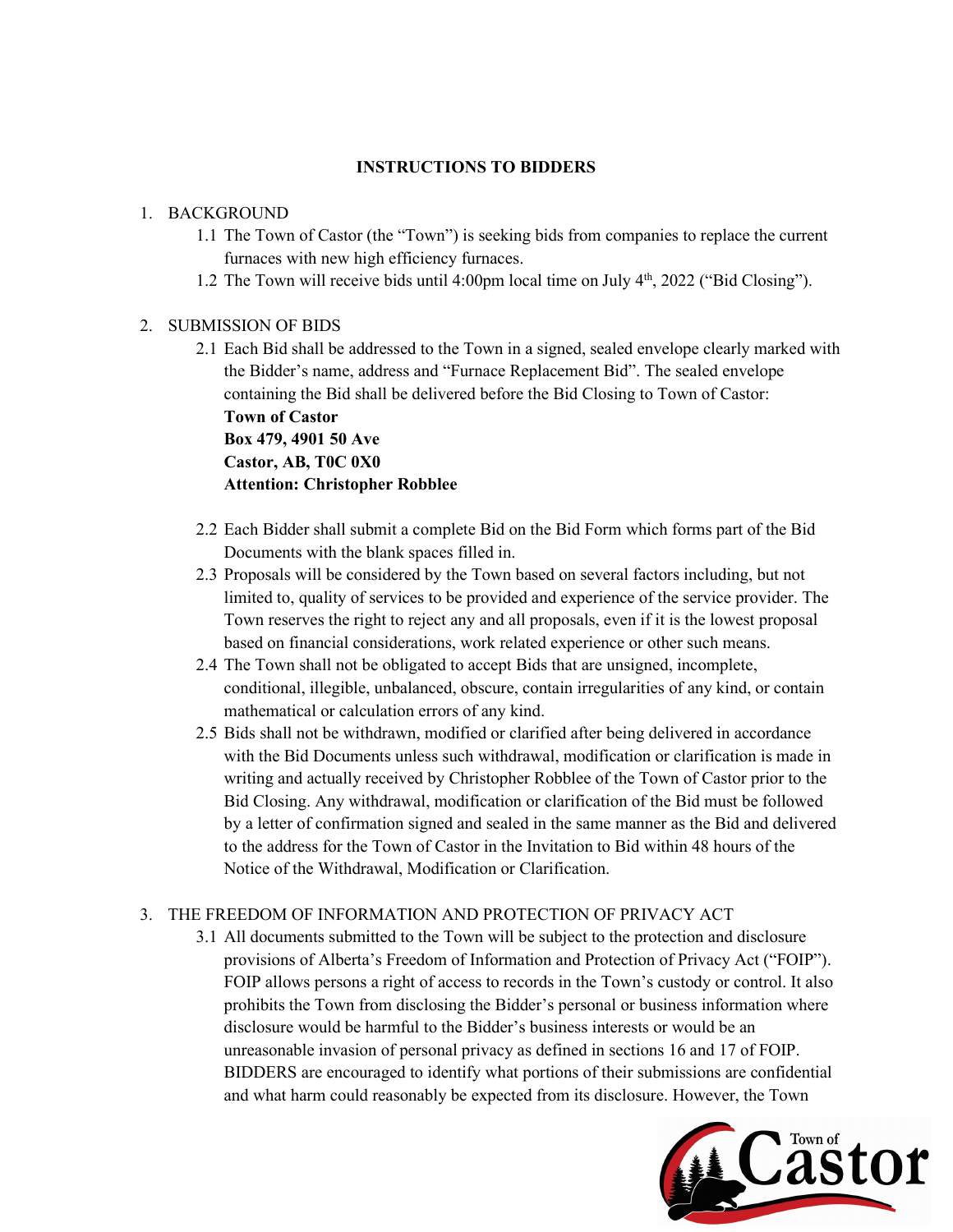## INSTRUCTIONS TO BIDDERS

1. BACKGROUND
   1.1 The Town of Castor (the "Town") is seeking bids from companies to replace the current furnaces with new high efficiency furnaces.
   1.2 The Town will receive bids until 4:00pm local time on July 4th, 2022 ("Bid Closing").

2. SUBMISSION OF BIDS
   2.1 Each Bid shall be addressed to the Town in a signed, sealed envelope clearly marked with the Bidder's name, address and "Furnace Replacement Bid". The sealed envelope containing the Bid shall be delivered before the Bid Closing to Town of Castor:
   **Town of Castor**
   **Box 479, 4901 50 Ave**
   **Castor, AB, T0C 0X0**
   **Attention: Christopher Robblee**

   2.2 Each Bidder shall submit a complete Bid on the Bid Form which forms part of the Bid Documents with the blank spaces filled in.
   2.3 Proposals will be considered by the Town based on several factors including, but not limited to, quality of services to be provided and experience of the service provider. The Town reserves the right to reject any and all proposals, even if it is the lowest proposal based on financial considerations, work related experience or other such means.
   2.4 The Town shall not be obligated to accept Bids that are unsigned, incomplete, conditional, illegible, unbalanced, obscure, contain irregularities of any kind, or contain mathematical or calculation errors of any kind.
   2.5 Bids shall not be withdrawn, modified or clarified after being delivered in accordance with the Bid Documents unless such withdrawal, modification or clarification is made in writing and actually received by Christopher Robblee of the Town of Castor prior to the Bid Closing. Any withdrawal, modification or clarification of the Bid must be followed by a letter of confirmation signed and sealed in the same manner as the Bid and delivered to the address for the Town of Castor in the Invitation to Bid within 48 hours of the Notice of the Withdrawal, Modification or Clarification.

3. THE FREEDOM OF INFORMATION AND PROTECTION OF PRIVACY ACT
   3.1 All documents submitted to the Town will be subject to the protection and disclosure provisions of Alberta's Freedom of Information and Protection of Privacy Act ("FOIP"). FOIP allows persons a right of access to records in the Town's custody or control. It also prohibits the Town from disclosing the Bidder's personal or business information where disclosure would be harmful to the Bidder's business interests or would be an unreasonable invasion of personal privacy as defined in sections 16 and 17 of FOIP. BIDDERS are encouraged to identify what portions of their submissions are confidential and what harm could reasonably be expected from its disclosure. However, the Town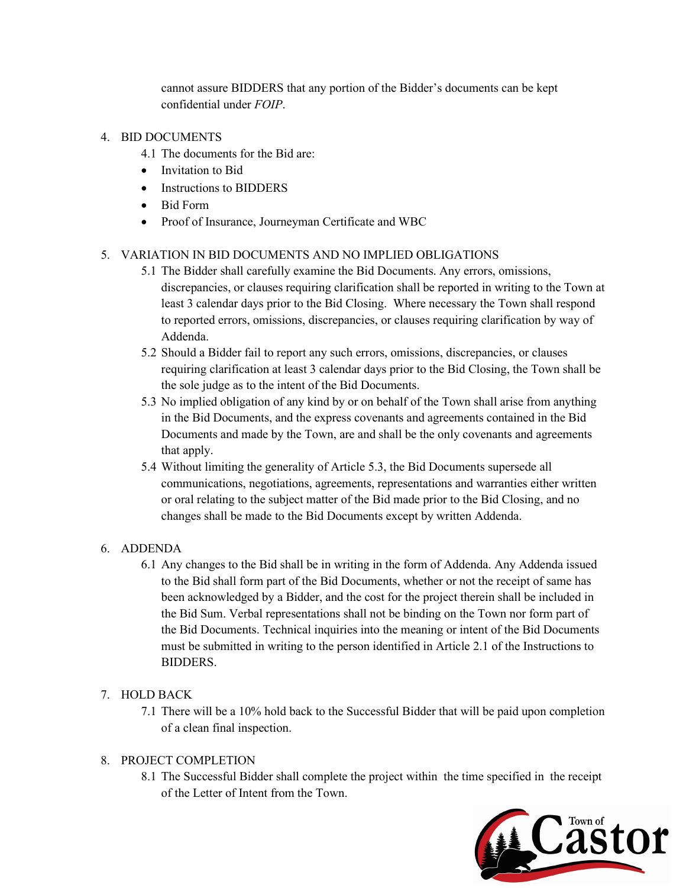cannot assure BIDDERS that any portion of the Bidder's documents can be kept confidential under *FOIP*.

4. BID DOCUMENTS
   - 4.1 The documents for the Bid are:
     - Invitation to Bid
     - Instructions to BIDDERS
     - Bid Form
     - Proof of Insurance, Journeyman Certificate and WBC

5. VARIATION IN BID DOCUMENTS AND NO IMPLIED OBLIGATIONS
   - 5.1 The Bidder shall carefully examine the Bid Documents. Any errors, omissions, discrepancies, or clauses requiring clarification shall be reported in writing to the Town at least 3 calendar days prior to the Bid Closing. Where necessary the Town shall respond to reported errors, omissions, discrepancies, or clauses requiring clarification by way of Addenda.
   - 5.2 Should a Bidder fail to report any such errors, omissions, discrepancies, or clauses requiring clarification at least 3 calendar days prior to the Bid Closing, the Town shall be the sole judge as to the intent of the Bid Documents.
   - 5.3 No implied obligation of any kind by or on behalf of the Town shall arise from anything in the Bid Documents, and the express covenants and agreements contained in the Bid Documents and made by the Town, are and shall be the only covenants and agreements that apply.
   - 5.4 Without limiting the generality of Article 5.3, the Bid Documents supersede all communications, negotiations, agreements, representations and warranties either written or oral relating to the subject matter of the Bid made prior to the Bid Closing, and no changes shall be made to the Bid Documents except by written Addenda.

6. ADDENDA
   - 6.1 Any changes to the Bid shall be in writing in the form of Addenda. Any Addenda issued to the Bid shall form part of the Bid Documents, whether or not the receipt of same has been acknowledged by a Bidder, and the cost for the project therein shall be included in the Bid Sum. Verbal representations shall not be binding on the Town nor form part of the Bid Documents. Technical inquiries into the meaning or intent of the Bid Documents must be submitted in writing to the person identified in Article 2.1 of the Instructions to BIDDERS.

7. HOLD BACK
   - 7.1 There will be a 10% hold back to the Successful Bidder that will be paid upon completion of a clean final inspection.

8. PROJECT COMPLETION
   - 8.1 The Successful Bidder shall complete the project within the time specified in the receipt of the Letter of Intent from the Town.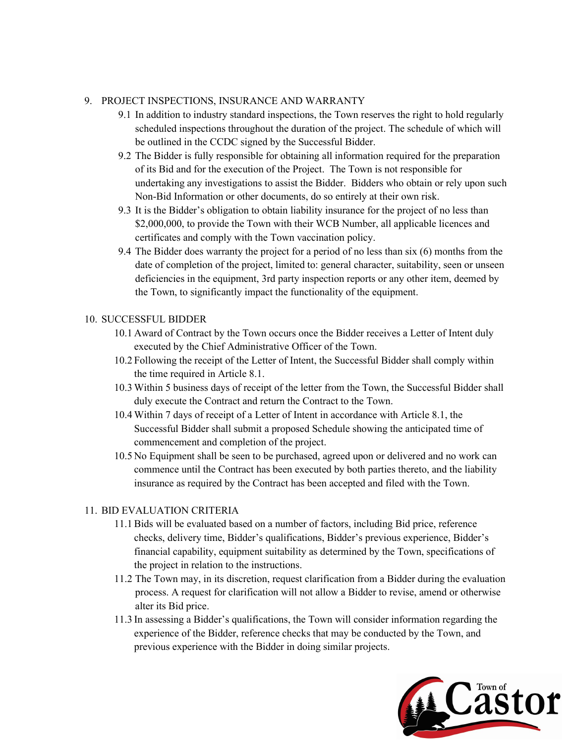9. PROJECT INSPECTIONS, INSURANCE AND WARRANTY
   - 9.1 In addition to industry standard inspections, the Town reserves the right to hold regularly scheduled inspections throughout the duration of the project. The schedule of which will be outlined in the CCDC signed by the Successful Bidder.
   - 9.2 The Bidder is fully responsible for obtaining all information required for the preparation of its Bid and for the execution of the Project. The Town is not responsible for undertaking any investigations to assist the Bidder. Bidders who obtain or rely upon such Non-Bid Information or other documents, do so entirely at their own risk.
   - 9.3 It is the Bidder's obligation to obtain liability insurance for the project of no less than $2,000,000, to provide the Town with their WCB Number, all applicable licences and certificates and comply with the Town vaccination policy.
   - 9.4 The Bidder does warranty the project for a period of no less than six (6) months from the date of completion of the project, limited to: general character, suitability, seen or unseen deficiencies in the equipment, 3rd party inspection reports or any other item, deemed by the Town, to significantly impact the functionality of the equipment.

10. SUCCESSFUL BIDDER
   - 10.1 Award of Contract by the Town occurs once the Bidder receives a Letter of Intent duly executed by the Chief Administrative Officer of the Town.
   - 10.2 Following the receipt of the Letter of Intent, the Successful Bidder shall comply within the time required in Article 8.1.
   - 10.3 Within 5 business days of receipt of the letter from the Town, the Successful Bidder shall duly execute the Contract and return the Contract to the Town.
   - 10.4 Within 7 days of receipt of a Letter of Intent in accordance with Article 8.1, the Successful Bidder shall submit a proposed Schedule showing the anticipated time of commencement and completion of the project.
   - 10.5 No Equipment shall be seen to be purchased, agreed upon or delivered and no work can commence until the Contract has been executed by both parties thereto, and the liability insurance as required by the Contract has been accepted and filed with the Town.

11. BID EVALUATION CRITERIA
   - 11.1 Bids will be evaluated based on a number of factors, including Bid price, reference checks, delivery time, Bidder's qualifications, Bidder's previous experience, Bidder's financial capability, equipment suitability as determined by the Town, specifications of the project in relation to the instructions.
   - 11.2 The Town may, in its discretion, request clarification from a Bidder during the evaluation process. A request for clarification will not allow a Bidder to revise, amend or otherwise alter its Bid price.
   - 11.3 In assessing a Bidder's qualifications, the Town will consider information regarding the experience of the Bidder, reference checks that may be conducted by the Town, and previous experience with the Bidder in doing similar projects.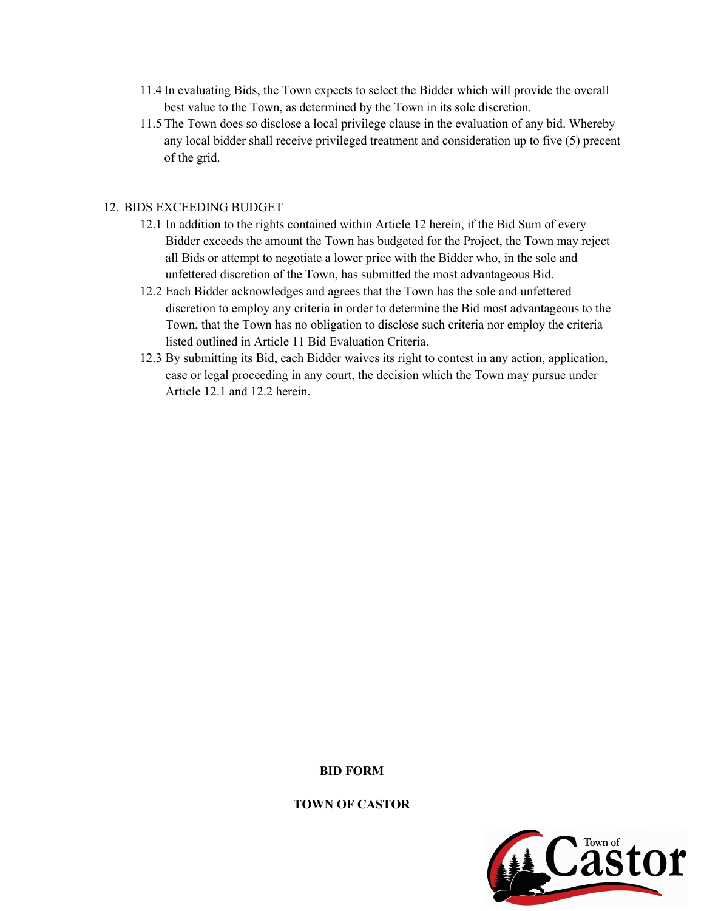11.4 In evaluating Bids, the Town expects to select the Bidder which will provide the overall best value to the Town, as determined by the Town in its sole discretion.

11.5 The Town does so disclose a local privilege clause in the evaluation of any bid. Whereby any local bidder shall receive privileged treatment and consideration up to five (5) precent of the grid.

12. BIDS EXCEEDING BUDGET

12.1 In addition to the rights contained within Article 12 herein, if the Bid Sum of every Bidder exceeds the amount the Town has budgeted for the Project, the Town may reject all Bids or attempt to negotiate a lower price with the Bidder who, in the sole and unfettered discretion of the Town, has submitted the most advantageous Bid.

12.2 Each Bidder acknowledges and agrees that the Town has the sole and unfettered discretion to employ any criteria in order to determine the Bid most advantageous to the Town, that the Town has no obligation to disclose such criteria nor employ the criteria listed outlined in Article 11 Bid Evaluation Criteria.

12.3 By submitting its Bid, each Bidder waives its right to contest in any action, application, case or legal proceeding in any court, the decision which the Town may pursue under Article 12.1 and 12.2 herein.

**BID FORM**

**TOWN OF CASTOR**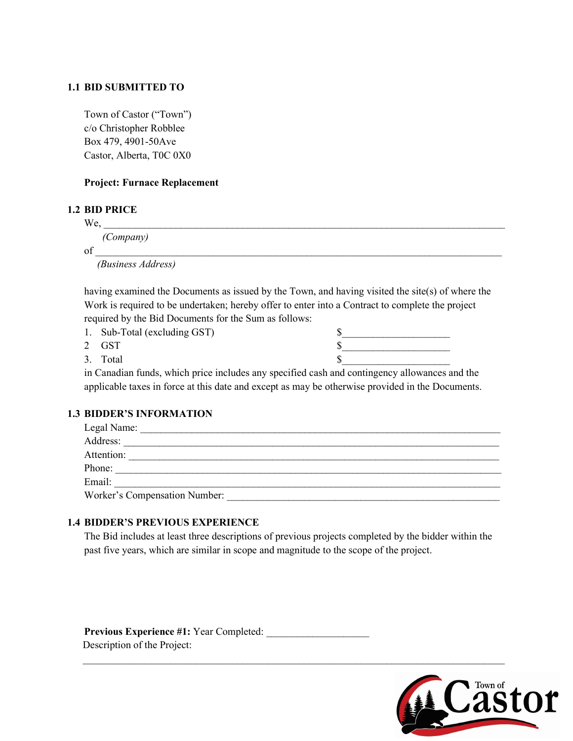## 1.1 BID SUBMITTED TO

Town of Castor ("Town")
c/o Christopher Robblee
Box 479, 4901-50Ave
Castor, Alberta, T0C 0X0

**Project: Furnace Replacement**

## 1.2 BID PRICE

We, ____________________________________________________________________________
*(Company)*
of ____________________________________________________________________________
*(Business Address)*

having examined the Documents as issued by the Town, and having visited the site(s) of where the Work is required to be undertaken; hereby offer to enter into a Contract to complete the project required by the Bid Documents for the Sum as follows:

1. Sub-Total (excluding GST) $____________________
2 GST $____________________
3. Total $____________________

in Canadian funds, which price includes any specified cash and contingency allowances and the applicable taxes in force at this date and except as may be otherwise provided in the Documents.

## 1.3 BIDDER'S INFORMATION

Legal Name: ____________________________________________________________________
Address: ______________________________________________________________________
Attention: _____________________________________________________________________
Phone: ________________________________________________________________________
Email: ________________________________________________________________________
Worker's Compensation Number: ___________________________________________________

## 1.4 BIDDER'S PREVIOUS EXPERIENCE

The Bid includes at least three descriptions of previous projects completed by the bidder within the past five years, which are similar in scope and magnitude to the scope of the project.

**Previous Experience #1:** Year Completed: ____________________
Description of the Project:

_______________________________________________________________________________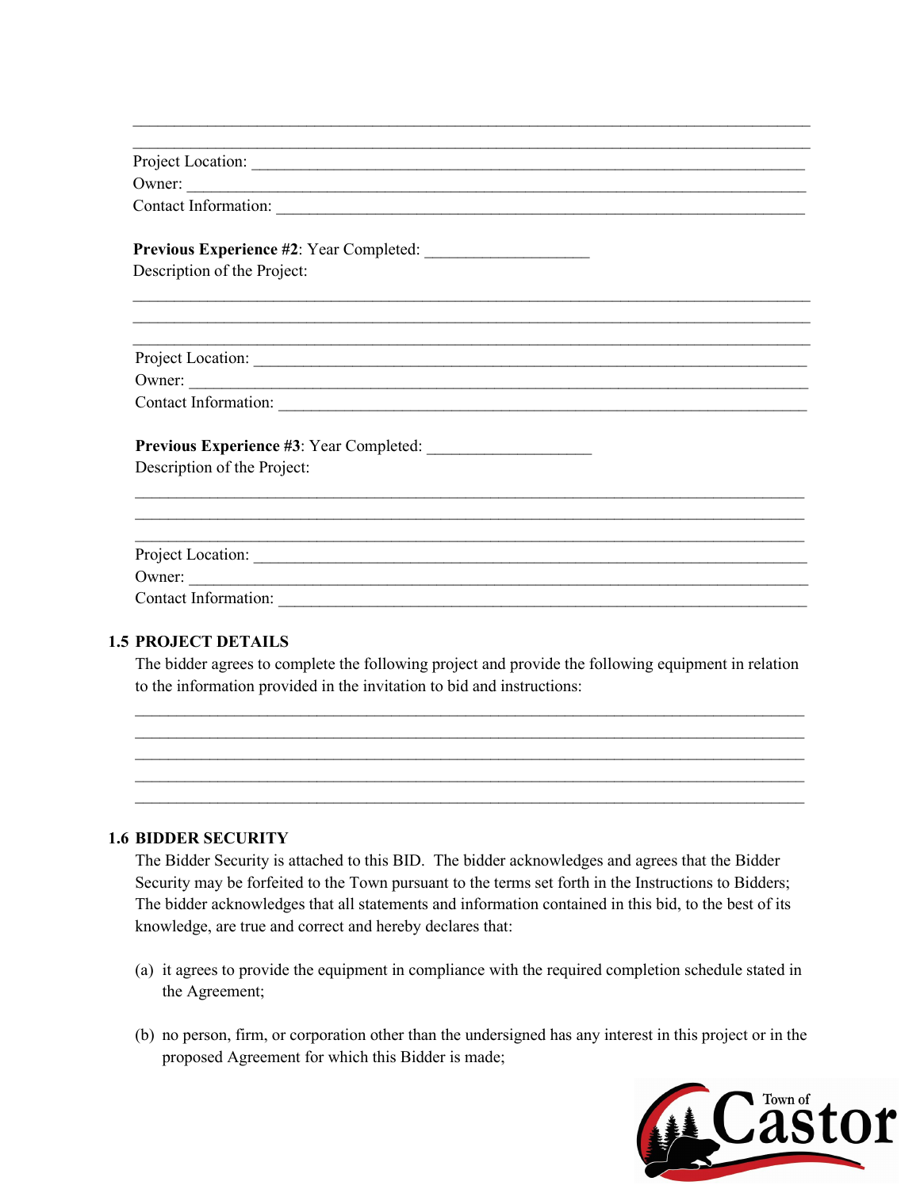\_\_\_\_\_\_\_\_\_\_\_\_\_\_\_\_\_\_\_\_\_\_\_\_\_\_\_\_\_\_\_\_\_\_\_\_\_\_\_\_\_\_\_\_\_\_\_\_\_\_\_\_\_\_\_\_\_\_\_\_\_\_\_\_\_\_\_\_\_\_\_\_\_\_\_\_
\_\_\_\_\_\_\_\_\_\_\_\_\_\_\_\_\_\_\_\_\_\_\_\_\_\_\_\_\_\_\_\_\_\_\_\_\_\_\_\_\_\_\_\_\_\_\_\_\_\_\_\_\_\_\_\_\_\_\_\_\_\_\_\_\_\_\_\_\_\_\_\_\_\_\_\_

Project Location: \_\_\_\_\_\_\_\_\_\_\_\_\_\_\_\_\_\_\_\_\_\_\_\_\_\_\_\_\_\_\_\_\_\_\_\_\_\_\_\_\_\_\_\_\_\_\_\_\_\_\_\_\_\_\_\_\_\_\_\_

Owner: \_\_\_\_\_\_\_\_\_\_\_\_\_\_\_\_\_\_\_\_\_\_\_\_\_\_\_\_\_\_\_\_\_\_\_\_\_\_\_\_\_\_\_\_\_\_\_\_\_\_\_\_\_\_\_\_\_\_\_\_\_\_\_\_\_\_\_

Contact Information: \_\_\_\_\_\_\_\_\_\_\_\_\_\_\_\_\_\_\_\_\_\_\_\_\_\_\_\_\_\_\_\_\_\_\_\_\_\_\_\_\_\_\_\_\_\_\_\_\_\_\_\_\_\_\_\_\_\_

**Previous Experience #2**: Year Completed: \_\_\_\_\_\_\_\_\_\_\_\_\_\_\_\_\_\_\_

Description of the Project:

\_\_\_\_\_\_\_\_\_\_\_\_\_\_\_\_\_\_\_\_\_\_\_\_\_\_\_\_\_\_\_\_\_\_\_\_\_\_\_\_\_\_\_\_\_\_\_\_\_\_\_\_\_\_\_\_\_\_\_\_\_\_\_\_\_\_\_\_\_\_\_\_\_\_\_\_
\_\_\_\_\_\_\_\_\_\_\_\_\_\_\_\_\_\_\_\_\_\_\_\_\_\_\_\_\_\_\_\_\_\_\_\_\_\_\_\_\_\_\_\_\_\_\_\_\_\_\_\_\_\_\_\_\_\_\_\_\_\_\_\_\_\_\_\_\_\_\_\_\_\_\_\_
\_\_\_\_\_\_\_\_\_\_\_\_\_\_\_\_\_\_\_\_\_\_\_\_\_\_\_\_\_\_\_\_\_\_\_\_\_\_\_\_\_\_\_\_\_\_\_\_\_\_\_\_\_\_\_\_\_\_\_\_\_\_\_\_\_\_\_\_\_\_\_\_\_\_\_\_

Project Location: \_\_\_\_\_\_\_\_\_\_\_\_\_\_\_\_\_\_\_\_\_\_\_\_\_\_\_\_\_\_\_\_\_\_\_\_\_\_\_\_\_\_\_\_\_\_\_\_\_\_\_\_\_\_\_\_\_\_\_\_

Owner: \_\_\_\_\_\_\_\_\_\_\_\_\_\_\_\_\_\_\_\_\_\_\_\_\_\_\_\_\_\_\_\_\_\_\_\_\_\_\_\_\_\_\_\_\_\_\_\_\_\_\_\_\_\_\_\_\_\_\_\_\_\_\_\_\_\_\_

Contact Information: \_\_\_\_\_\_\_\_\_\_\_\_\_\_\_\_\_\_\_\_\_\_\_\_\_\_\_\_\_\_\_\_\_\_\_\_\_\_\_\_\_\_\_\_\_\_\_\_\_\_\_\_\_\_\_\_\_\_

**Previous Experience #3**: Year Completed: \_\_\_\_\_\_\_\_\_\_\_\_\_\_\_\_\_\_\_

Description of the Project:

\_\_\_\_\_\_\_\_\_\_\_\_\_\_\_\_\_\_\_\_\_\_\_\_\_\_\_\_\_\_\_\_\_\_\_\_\_\_\_\_\_\_\_\_\_\_\_\_\_\_\_\_\_\_\_\_\_\_\_\_\_\_\_\_\_\_\_\_\_\_\_\_\_\_\_\_
\_\_\_\_\_\_\_\_\_\_\_\_\_\_\_\_\_\_\_\_\_\_\_\_\_\_\_\_\_\_\_\_\_\_\_\_\_\_\_\_\_\_\_\_\_\_\_\_\_\_\_\_\_\_\_\_\_\_\_\_\_\_\_\_\_\_\_\_\_\_\_\_\_\_\_\_
\_\_\_\_\_\_\_\_\_\_\_\_\_\_\_\_\_\_\_\_\_\_\_\_\_\_\_\_\_\_\_\_\_\_\_\_\_\_\_\_\_\_\_\_\_\_\_\_\_\_\_\_\_\_\_\_\_\_\_\_\_\_\_\_\_\_\_\_\_\_\_\_\_\_\_\_

Project Location: \_\_\_\_\_\_\_\_\_\_\_\_\_\_\_\_\_\_\_\_\_\_\_\_\_\_\_\_\_\_\_\_\_\_\_\_\_\_\_\_\_\_\_\_\_\_\_\_\_\_\_\_\_\_\_\_\_\_\_\_

Owner: \_\_\_\_\_\_\_\_\_\_\_\_\_\_\_\_\_\_\_\_\_\_\_\_\_\_\_\_\_\_\_\_\_\_\_\_\_\_\_\_\_\_\_\_\_\_\_\_\_\_\_\_\_\_\_\_\_\_\_\_\_\_\_\_\_\_\_

Contact Information: \_\_\_\_\_\_\_\_\_\_\_\_\_\_\_\_\_\_\_\_\_\_\_\_\_\_\_\_\_\_\_\_\_\_\_\_\_\_\_\_\_\_\_\_\_\_\_\_\_\_\_\_\_\_\_\_\_\_

## 1.5 PROJECT DETAILS

The bidder agrees to complete the following project and provide the following equipment in relation to the information provided in the invitation to bid and instructions:

\_\_\_\_\_\_\_\_\_\_\_\_\_\_\_\_\_\_\_\_\_\_\_\_\_\_\_\_\_\_\_\_\_\_\_\_\_\_\_\_\_\_\_\_\_\_\_\_\_\_\_\_\_\_\_\_\_\_\_\_\_\_\_\_\_\_\_\_\_\_\_\_\_\_\_\_
\_\_\_\_\_\_\_\_\_\_\_\_\_\_\_\_\_\_\_\_\_\_\_\_\_\_\_\_\_\_\_\_\_\_\_\_\_\_\_\_\_\_\_\_\_\_\_\_\_\_\_\_\_\_\_\_\_\_\_\_\_\_\_\_\_\_\_\_\_\_\_\_\_\_\_\_
\_\_\_\_\_\_\_\_\_\_\_\_\_\_\_\_\_\_\_\_\_\_\_\_\_\_\_\_\_\_\_\_\_\_\_\_\_\_\_\_\_\_\_\_\_\_\_\_\_\_\_\_\_\_\_\_\_\_\_\_\_\_\_\_\_\_\_\_\_\_\_\_\_\_\_\_
\_\_\_\_\_\_\_\_\_\_\_\_\_\_\_\_\_\_\_\_\_\_\_\_\_\_\_\_\_\_\_\_\_\_\_\_\_\_\_\_\_\_\_\_\_\_\_\_\_\_\_\_\_\_\_\_\_\_\_\_\_\_\_\_\_\_\_\_\_\_\_\_\_\_\_\_
\_\_\_\_\_\_\_\_\_\_\_\_\_\_\_\_\_\_\_\_\_\_\_\_\_\_\_\_\_\_\_\_\_\_\_\_\_\_\_\_\_\_\_\_\_\_\_\_\_\_\_\_\_\_\_\_\_\_\_\_\_\_\_\_\_\_\_\_\_\_\_\_\_\_\_\_

## 1.6 BIDDER SECURITY

The Bidder Security is attached to this BID. The bidder acknowledges and agrees that the Bidder Security may be forfeited to the Town pursuant to the terms set forth in the Instructions to Bidders; The bidder acknowledges that all statements and information contained in this bid, to the best of its knowledge, are true and correct and hereby declares that:

(a) it agrees to provide the equipment in compliance with the required completion schedule stated in the Agreement;

(b) no person, firm, or corporation other than the undersigned has any interest in this project or in the proposed Agreement for which this Bidder is made;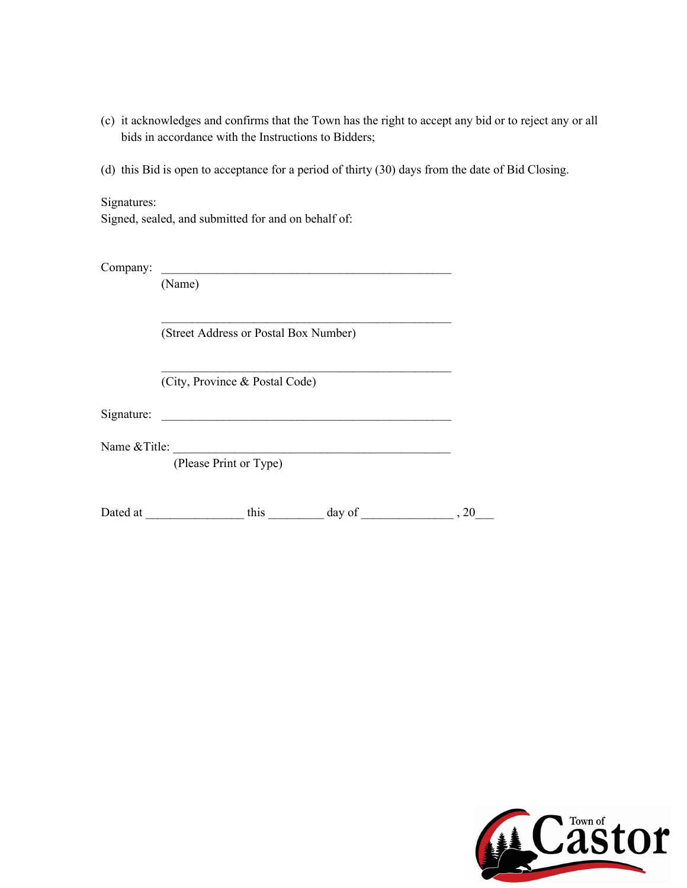(c) it acknowledges and confirms that the Town has the right to accept any bid or to reject any or all bids in accordance with the Instructions to Bidders;

(d) this Bid is open to acceptance for a period of thirty (30) days from the date of Bid Closing.

Signatures:
Signed, sealed, and submitted for and on behalf of:

Company: _______________________________________________
(Name)

_______________________________________________
(Street Address or Postal Box Number)

_______________________________________________
(City, Province & Postal Code)

Signature: _______________________________________________

Name &Title: _____________________________________________
(Please Print or Type)

Dated at _______________ this _________ day of ______________ , 20___